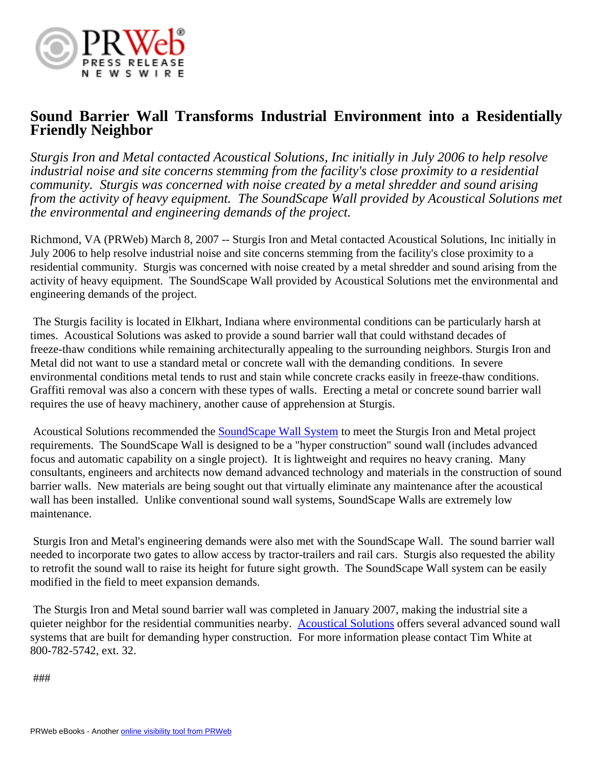# Sound Barrier Wall Transforms Industrial Environment into a Residentially Friendly Neighbor

*Sturgis Iron and Metal contacted Acoustical Solutions, Inc initially in July 2006 to help resolve industrial noise and site concerns stemming from the facility's close proximity to a residential community. Sturgis was concerned with noise created by a metal shredder and sound arising from the activity of heavy equipment. The SoundScape Wall provided by Acoustical Solutions met the environmental and engineering demands of the project.*

Richmond, VA (PRWeb) March 8, 2007 -- Sturgis Iron and Metal contacted Acoustical Solutions, Inc initially in July 2006 to help resolve industrial noise and site concerns stemming from the facility's close proximity to a residential community. Sturgis was concerned with noise created by a metal shredder and sound arising from the activity of heavy equipment. The SoundScape Wall provided by Acoustical Solutions met the environmental and engineering demands of the project.

The Sturgis facility is located in Elkhart, Indiana where environmental conditions can be particularly harsh at times. Acoustical Solutions was asked to provide a sound barrier wall that could withstand decades of freeze-thaw conditions while remaining architecturally appealing to the surrounding neighbors. Sturgis Iron and Metal did not want to use a standard metal or concrete wall with the demanding conditions. In severe environmental conditions metal tends to rust and stain while concrete cracks easily in freeze-thaw conditions. Graffiti removal was also a concern with these types of walls. Erecting a metal or concrete sound barrier wall requires the use of heavy machinery, another cause of apprehension at Sturgis.

Acoustical Solutions recommended the [SoundScape Wall System] to meet the Sturgis Iron and Metal project requirements. The SoundScape Wall is designed to be a "hyper construction" sound wall (includes advanced focus and automatic capability on a single project). It is lightweight and requires no heavy craning. Many consultants, engineers and architects now demand advanced technology and materials in the construction of sound barrier walls. New materials are being sought out that virtually eliminate any maintenance after the acoustical wall has been installed. Unlike conventional sound wall systems, SoundScape Walls are extremely low maintenance.

Sturgis Iron and Metal's engineering demands were also met with the SoundScape Wall. The sound barrier wall needed to incorporate two gates to allow access by tractor-trailers and rail cars. Sturgis also requested the ability to retrofit the sound wall to raise its height for future sight growth. The SoundScape Wall system can be easily modified in the field to meet expansion demands.

The Sturgis Iron and Metal sound barrier wall was completed in January 2007, making the industrial site a quieter neighbor for the residential communities nearby. [Acoustical Solutions] offers several advanced sound wall systems that are built for demanding hyper construction. For more information please contact Tim White at 800-782-5742, ext. 32.

###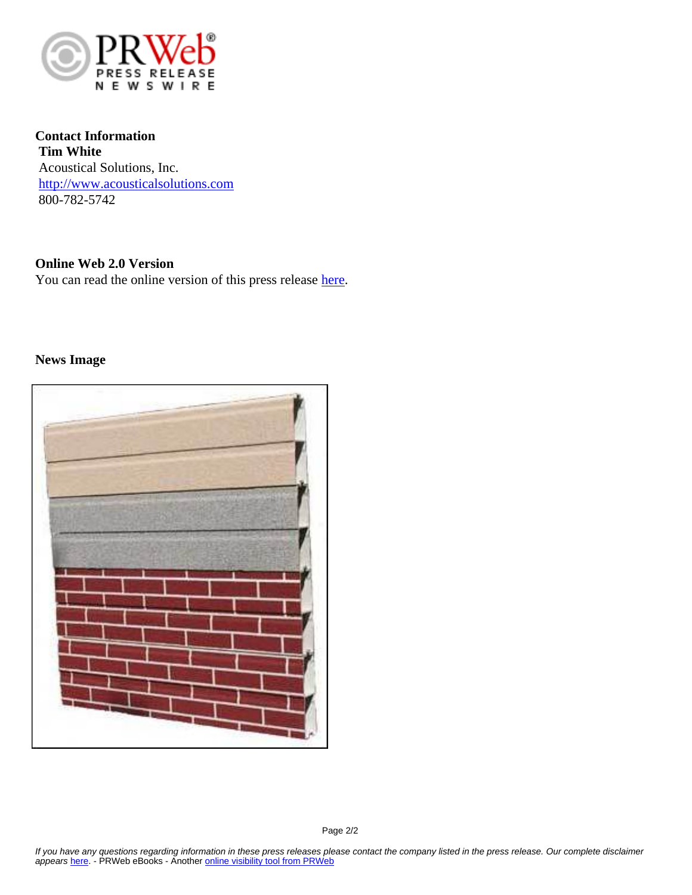**Contact Information**
**Tim White**
Acoustical Solutions, Inc.
http://www.acousticalsolutions.com
800-782-5742

**Online Web 2.0 Version**
You can read the online version of this press release here.

**News Image**

*If you have any questions regarding information in these press releases please contact the company listed in the press release. Our complete disclaimer appears here.* - PRWeb eBooks - Another online visibility tool from PRWeb